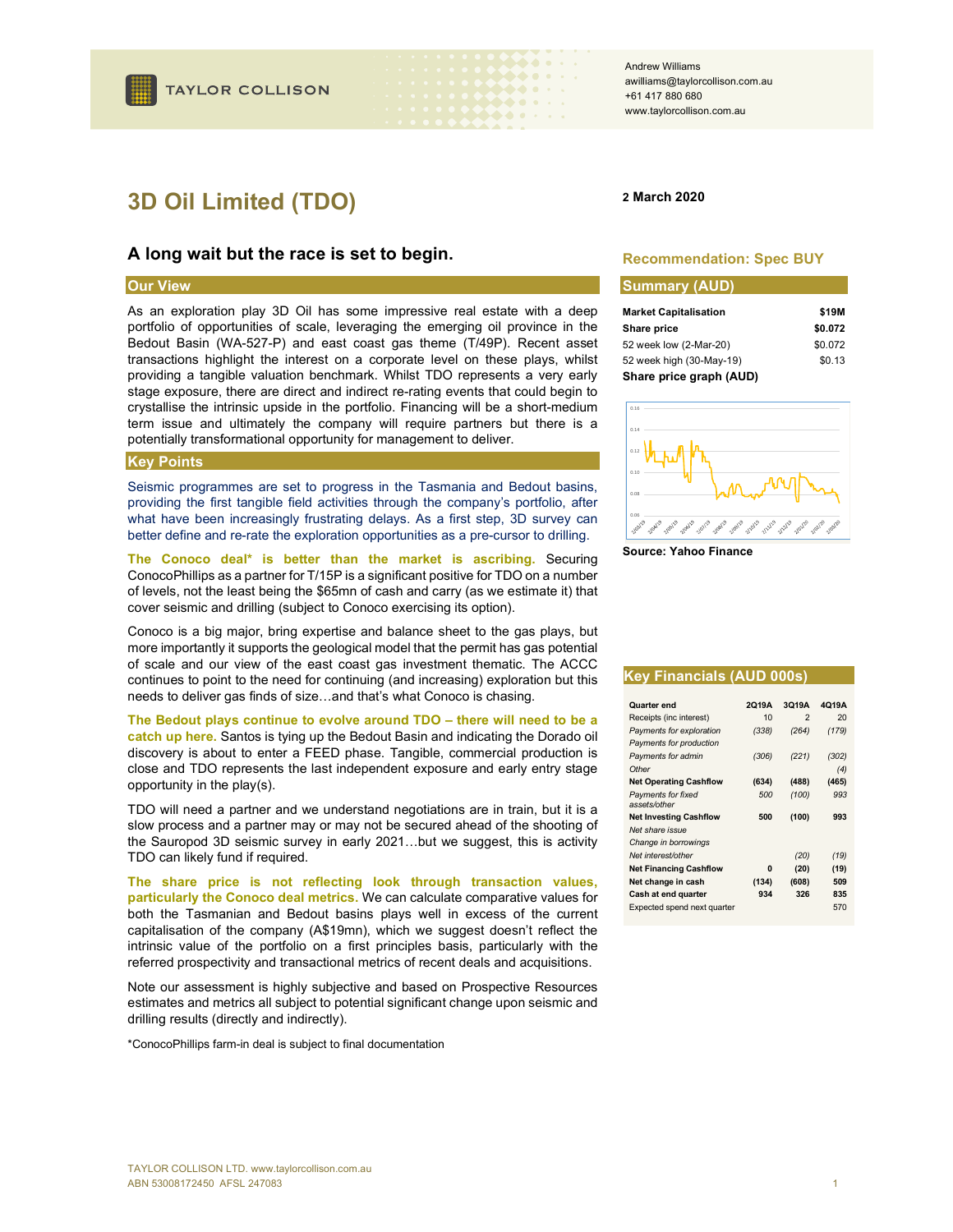Andrew Williams
awilliams@taylorcollison.com.au
+61 417 880 680
www.taylorcollison.com.au

# 3D Oil Limited (TDO)

**2 March 2020**

## A long wait but the race is set to begin.

**Recommendation: Spec BUY**

### Our View

As an exploration play 3D Oil has some impressive real estate with a deep portfolio of opportunities of scale, leveraging the emerging oil province in the Bedout Basin (WA-527-P) and east coast gas theme (T/49P). Recent asset transactions highlight the interest on a corporate level on these plays, whilst providing a tangible valuation benchmark. Whilst TDO represents a very early stage exposure, there are direct and indirect re-rating events that could begin to crystallise the intrinsic upside in the portfolio. Financing will be a short-medium term issue and ultimately the company will require partners but there is a potentially transformational opportunity for management to deliver.

### Key Points

Seismic programmes are set to progress in the Tasmania and Bedout basins, providing the first tangible field activities through the company's portfolio, after what have been increasingly frustrating delays. As a first step, 3D survey can better define and re-rate the exploration opportunities as a pre-cursor to drilling.

**The Conoco deal* is better than the market is ascribing.** Securing ConocoPhillips as a partner for T/15P is a significant positive for TDO on a number of levels, not the least being the $65mn of cash and carry (as we estimate it) that cover seismic and drilling (subject to Conoco exercising its option).

Conoco is a big major, bring expertise and balance sheet to the gas plays, but more importantly it supports the geological model that the permit has gas potential of scale and our view of the east coast gas investment thematic. The ACCC continues to point to the need for continuing (and increasing) exploration but this needs to deliver gas finds of size…and that's what Conoco is chasing.

**The Bedout plays continue to evolve around TDO – there will need to be a catch up here.** Santos is tying up the Bedout Basin and indicating the Dorado oil discovery is about to enter a FEED phase. Tangible, commercial production is close and TDO represents the last independent exposure and early entry stage opportunity in the play(s).

TDO will need a partner and we understand negotiations are in train, but it is a slow process and a partner may or may not be secured ahead of the shooting of the Sauropod 3D seismic survey in early 2021…but we suggest, this is activity TDO can likely fund if required.

**The share price is not reflecting look through transaction values, particularly the Conoco deal metrics.** We can calculate comparative values for both the Tasmanian and Bedout basins plays well in excess of the current capitalisation of the company (A$19mn), which we suggest doesn't reflect the intrinsic value of the portfolio on a first principles basis, particularly with the referred prospectivity and transactional metrics of recent deals and acquisitions.

Note our assessment is highly subjective and based on Prospective Resources estimates and metrics all subject to potential significant change upon seismic and drilling results (directly and indirectly).

*ConocoPhillips farm-in deal is subject to final documentation

### Summary (AUD)

| | |
|---|---|
| **Market Capitalisation** | **$19M** |
| **Share price** | **$0.072** |
| 52 week low (2-Mar-20) | $0.072 |
| 52 week high (30-May-19) | $0.13 |

**Share price graph (AUD)**

**Source: Yahoo Finance**

### Key Financials (AUD 000s)

| Quarter end | 2Q19A | 3Q19A | 4Q19A |
|---|---|---|---|
| Receipts (inc interest) | 10 | 2 | 20 |
| *Payments for exploration* | *(338)* | *(264)* | *(179)* |
| *Payments for production* | | | |
| *Payments for admin* | *(306)* | *(221)* | *(302)* |
| *Other* | | | *(4)* |
| **Net Operating Cashflow** | **(634)** | **(488)** | **(465)** |
| *Payments for fixed assets/other* | *500* | *(100)* | *993* |
| **Net Investing Cashflow** | **500** | **(100)** | **993** |
| *Net share issue* | | | |
| *Change in borrowings* | | | |
| *Net interest/other* | | *(20)* | *(19)* |
| **Net Financing Cashflow** | **0** | **(20)** | **(19)** |
| **Net change in cash** | **(134)** | **(608)** | **509** |
| **Cash at end quarter** | **934** | **326** | **835** |
| Expected spend next quarter | | | 570 |

TAYLOR COLLISON LTD. www.taylorcollison.com.au
ABN 53008172450 AFSL 247083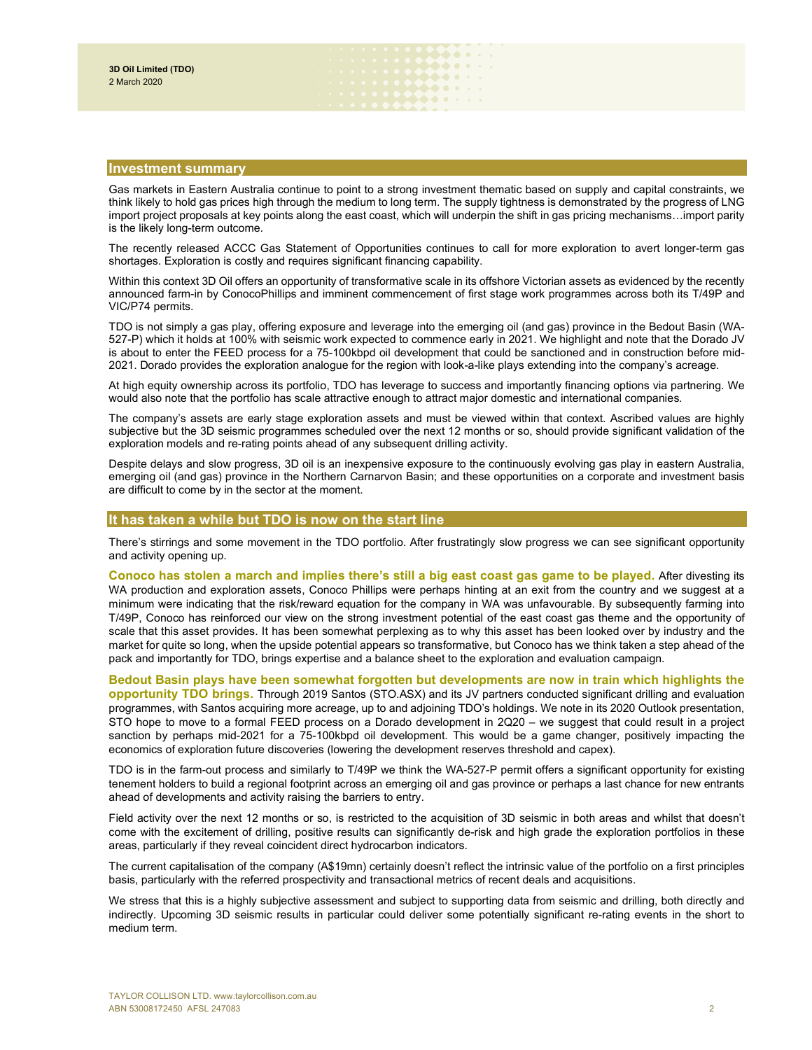## Investment summary

Gas markets in Eastern Australia continue to point to a strong investment thematic based on supply and capital constraints, we think likely to hold gas prices high through the medium to long term. The supply tightness is demonstrated by the progress of LNG import project proposals at key points along the east coast, which will underpin the shift in gas pricing mechanisms…import parity is the likely long-term outcome.

The recently released ACCC Gas Statement of Opportunities continues to call for more exploration to avert longer-term gas shortages. Exploration is costly and requires significant financing capability.

Within this context 3D Oil offers an opportunity of transformative scale in its offshore Victorian assets as evidenced by the recently announced farm-in by ConocoPhillips and imminent commencement of first stage work programmes across both its T/49P and VIC/P74 permits.

TDO is not simply a gas play, offering exposure and leverage into the emerging oil (and gas) province in the Bedout Basin (WA-527-P) which it holds at 100% with seismic work expected to commence early in 2021. We highlight and note that the Dorado JV is about to enter the FEED process for a 75-100kbpd oil development that could be sanctioned and in construction before mid-2021. Dorado provides the exploration analogue for the region with look-a-like plays extending into the company's acreage.

At high equity ownership across its portfolio, TDO has leverage to success and importantly financing options via partnering. We would also note that the portfolio has scale attractive enough to attract major domestic and international companies.

The company's assets are early stage exploration assets and must be viewed within that context. Ascribed values are highly subjective but the 3D seismic programmes scheduled over the next 12 months or so, should provide significant validation of the exploration models and re-rating points ahead of any subsequent drilling activity.

Despite delays and slow progress, 3D oil is an inexpensive exposure to the continuously evolving gas play in eastern Australia, emerging oil (and gas) province in the Northern Carnarvon Basin; and these opportunities on a corporate and investment basis are difficult to come by in the sector at the moment.

## It has taken a while but TDO is now on the start line

There's stirrings and some movement in the TDO portfolio. After frustratingly slow progress we can see significant opportunity and activity opening up.

**Conoco has stolen a march and implies there's still a big east coast gas game to be played.** After divesting its WA production and exploration assets, Conoco Phillips were perhaps hinting at an exit from the country and we suggest at a minimum were indicating that the risk/reward equation for the company in WA was unfavourable. By subsequently farming into T/49P, Conoco has reinforced our view on the strong investment potential of the east coast gas theme and the opportunity of scale that this asset provides. It has been somewhat perplexing as to why this asset has been looked over by industry and the market for quite so long, when the upside potential appears so transformative, but Conoco has we think taken a step ahead of the pack and importantly for TDO, brings expertise and a balance sheet to the exploration and evaluation campaign.

**Bedout Basin plays have been somewhat forgotten but developments are now in train which highlights the opportunity TDO brings.** Through 2019 Santos (STO.ASX) and its JV partners conducted significant drilling and evaluation programmes, with Santos acquiring more acreage, up to and adjoining TDO's holdings. We note in its 2020 Outlook presentation, STO hope to move to a formal FEED process on a Dorado development in 2Q20 – we suggest that could result in a project sanction by perhaps mid-2021 for a 75-100kbpd oil development. This would be a game changer, positively impacting the economics of exploration future discoveries (lowering the development reserves threshold and capex).

TDO is in the farm-out process and similarly to T/49P we think the WA-527-P permit offers a significant opportunity for existing tenement holders to build a regional footprint across an emerging oil and gas province or perhaps a last chance for new entrants ahead of developments and activity raising the barriers to entry.

Field activity over the next 12 months or so, is restricted to the acquisition of 3D seismic in both areas and whilst that doesn't come with the excitement of drilling, positive results can significantly de-risk and high grade the exploration portfolios in these areas, particularly if they reveal coincident direct hydrocarbon indicators.

The current capitalisation of the company (A$19mn) certainly doesn't reflect the intrinsic value of the portfolio on a first principles basis, particularly with the referred prospectivity and transactional metrics of recent deals and acquisitions.

We stress that this is a highly subjective assessment and subject to supporting data from seismic and drilling, both directly and indirectly. Upcoming 3D seismic results in particular could deliver some potentially significant re-rating events in the short to medium term.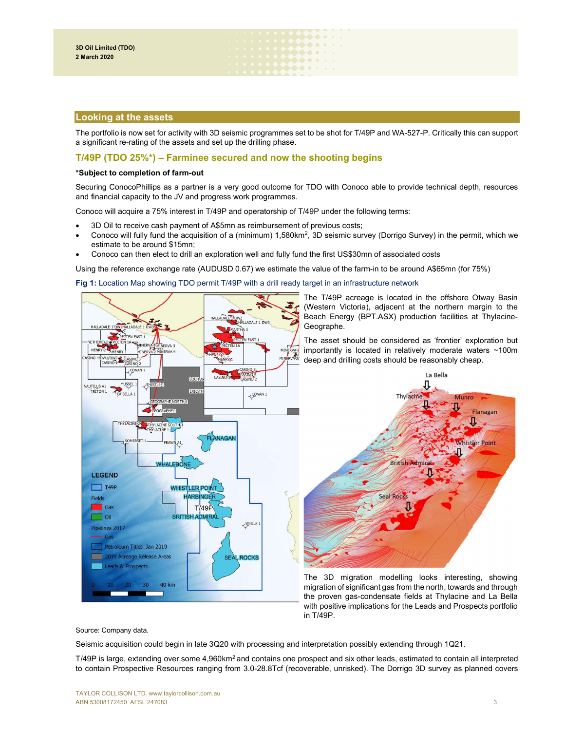## Looking at the assets

The portfolio is now set for activity with 3D seismic programmes set to be shot for T/49P and WA-527-P. Critically this can support a significant re-rating of the assets and set up the drilling phase.

### T/49P (TDO 25%*) – Farminee secured and now the shooting begins

**\*Subject to completion of farm-out**

Securing ConocoPhillips as a partner is a very good outcome for TDO with Conoco able to provide technical depth, resources and financial capacity to the JV and progress work programmes.

Conoco will acquire a 75% interest in T/49P and operatorship of T/49P under the following terms:

- 3D Oil to receive cash payment of A$5mn as reimbursement of previous costs;
- Conoco will fully fund the acquisition of a (minimum) 1,580km$^2$, 3D seismic survey (Dorrigo Survey) in the permit, which we estimate to be around $15mn;
- Conoco can then elect to drill an exploration well and fully fund the first US$30mn of associated costs

Using the reference exchange rate (AUDUSD 0.67) we estimate the value of the farm-in to be around A$65mn (for 75%)

**Fig 1:** Location Map showing TDO permit T/49P with a drill ready target in an infrastructure network

The T/49P acreage is located in the offshore Otway Basin (Western Victoria), adjacent at the northern margin to the Beach Energy (BPT.ASX) production facilities at Thylacine-Geographe.

The asset should be considered as 'frontier' exploration but importantly is located in relatively moderate waters ~100m deep and drilling costs should be reasonably cheap.

The 3D migration modelling looks interesting, showing migration of significant gas from the north, towards and through the proven gas-condensate fields at Thylacine and La Bella with positive implications for the Leads and Prospects portfolio in T/49P.

Source: Company data.

Seismic acquisition could begin in late 3Q20 with processing and interpretation possibly extending through 1Q21.

T/49P is large, extending over some 4,960km$^2$ and contains one prospect and six other leads, estimated to contain all interpreted to contain Prospective Resources ranging from 3.0-28.8Tcf (recoverable, unrisked). The Dorrigo 3D survey as planned covers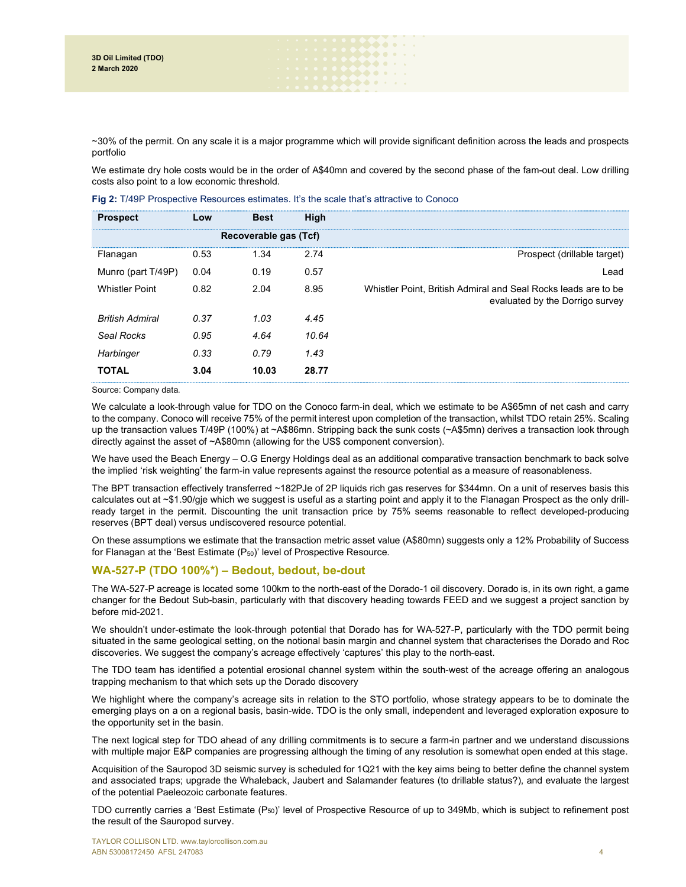~30% of the permit. On any scale it is a major programme which will provide significant definition across the leads and prospects portfolio

We estimate dry hole costs would be in the order of A$40mn and covered by the second phase of the fam-out deal. Low drilling costs also point to a low economic threshold.

**Fig 2:** T/49P Prospective Resources estimates. It's the scale that's attractive to Conoco

| Prospect | Low | Best | High | |
|---|---|---|---|---|
| | | Recoverable gas (Tcf) | | |
| Flanagan | 0.53 | 1.34 | 2.74 | Prospect (drillable target) |
| Munro (part T/49P) | 0.04 | 0.19 | 0.57 | Lead |
| Whistler Point | 0.82 | 2.04 | 8.95 | Whistler Point, British Admiral and Seal Rocks leads are to be evaluated by the Dorrigo survey |
| *British Admiral* | *0.37* | *1.03* | *4.45* | |
| *Seal Rocks* | *0.95* | *4.64* | *10.64* | |
| *Harbinger* | *0.33* | *0.79* | *1.43* | |
| **TOTAL** | **3.04** | **10.03** | **28.77** | |

Source: Company data.

We calculate a look-through value for TDO on the Conoco farm-in deal, which we estimate to be A$65mn of net cash and carry to the company. Conoco will receive 75% of the permit interest upon completion of the transaction, whilst TDO retain 25%. Scaling up the transaction values T/49P (100%) at ~A$86mn. Stripping back the sunk costs (~A$5mn) derives a transaction look through directly against the asset of ~A$80mn (allowing for the US$ component conversion).

We have used the Beach Energy – O.G Energy Holdings deal as an additional comparative transaction benchmark to back solve the implied 'risk weighting' the farm-in value represents against the resource potential as a measure of reasonableness.

The BPT transaction effectively transferred ~182PJe of 2P liquids rich gas reserves for $344mn. On a unit of reserves basis this calculates out at ~$1.90/gje which we suggest is useful as a starting point and apply it to the Flanagan Prospect as the only drill-ready target in the permit. Discounting the unit transaction price by 75% seems reasonable to reflect developed-producing reserves (BPT deal) versus undiscovered resource potential.

On these assumptions we estimate that the transaction metric asset value (A$80mn) suggests only a 12% Probability of Success for Flanagan at the 'Best Estimate ($P_{50}$)' level of Prospective Resource.

## WA-527-P (TDO 100%*) – Bedout, bedout, be-dout

The WA-527-P acreage is located some 100km to the north-east of the Dorado-1 oil discovery. Dorado is, in its own right, a game changer for the Bedout Sub-basin, particularly with that discovery heading towards FEED and we suggest a project sanction by before mid-2021.

We shouldn't under-estimate the look-through potential that Dorado has for WA-527-P, particularly with the TDO permit being situated in the same geological setting, on the notional basin margin and channel system that characterises the Dorado and Roc discoveries. We suggest the company's acreage effectively 'captures' this play to the north-east.

The TDO team has identified a potential erosional channel system within the south-west of the acreage offering an analogous trapping mechanism to that which sets up the Dorado discovery

We highlight where the company's acreage sits in relation to the STO portfolio, whose strategy appears to be to dominate the emerging plays on a on a regional basis, basin-wide. TDO is the only small, independent and leveraged exploration exposure to the opportunity set in the basin.

The next logical step for TDO ahead of any drilling commitments is to secure a farm-in partner and we understand discussions with multiple major E&P companies are progressing although the timing of any resolution is somewhat open ended at this stage.

Acquisition of the Sauropod 3D seismic survey is scheduled for 1Q21 with the key aims being to better define the channel system and associated traps; upgrade the Whaleback, Jaubert and Salamander features (to drillable status?), and evaluate the largest of the potential Paeleozoic carbonate features.

TDO currently carries a 'Best Estimate ($P_{50}$)' level of Prospective Resource of up to 349Mb, which is subject to refinement post the result of the Sauropod survey.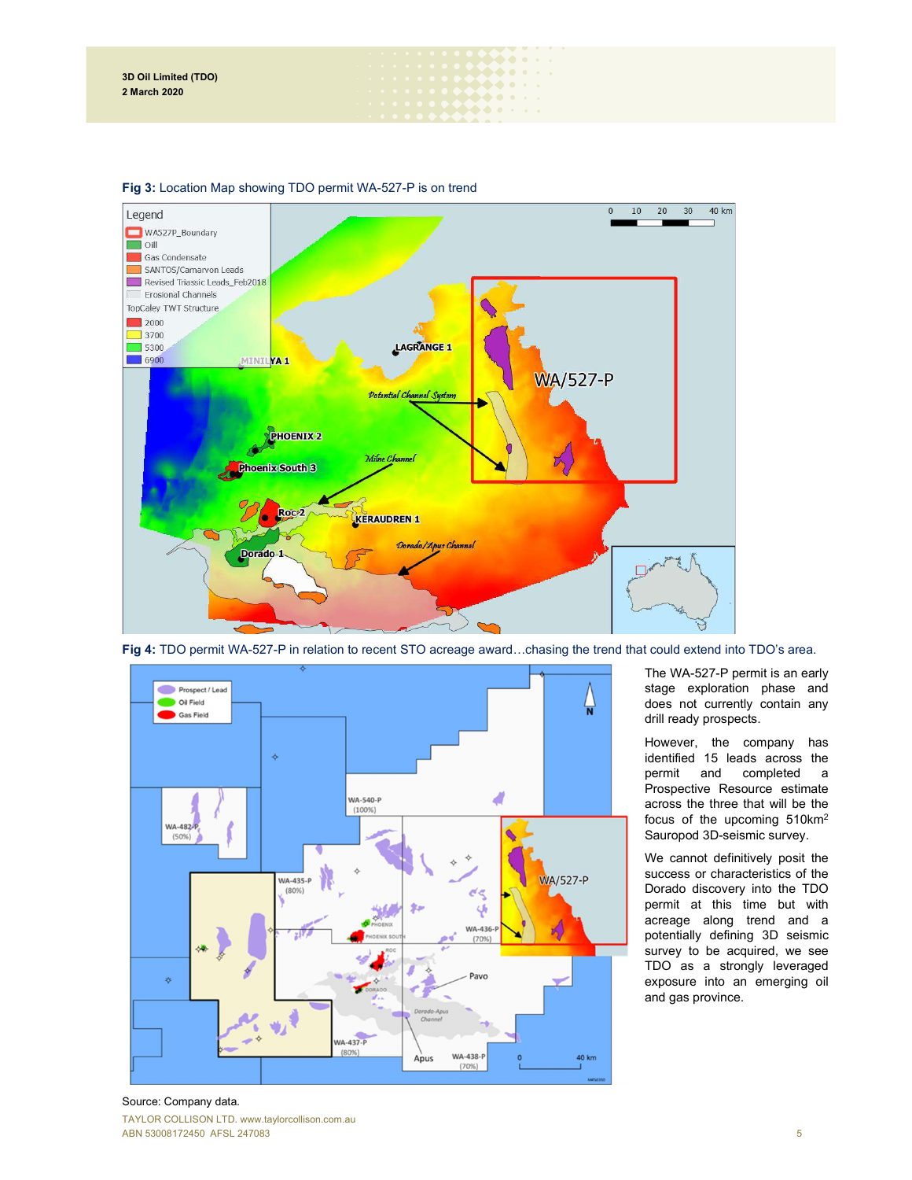**Fig 3:** Location Map showing TDO permit WA-527-P is on trend

**Fig 4:** TDO permit WA-527-P in relation to recent STO acreage award…chasing the trend that could extend into TDO's area.

The WA-527-P permit is an early stage exploration phase and does not currently contain any drill ready prospects.

However, the company has identified 15 leads across the permit and completed a Prospective Resource estimate across the three that will be the focus of the upcoming 510km$^2$ Sauropod 3D-seismic survey.

We cannot definitively posit the success or characteristics of the Dorado discovery into the TDO permit at this time but with acreage along trend and a potentially defining 3D seismic survey to be acquired, we see TDO as a strongly leveraged exposure into an emerging oil and gas province.

Source: Company data.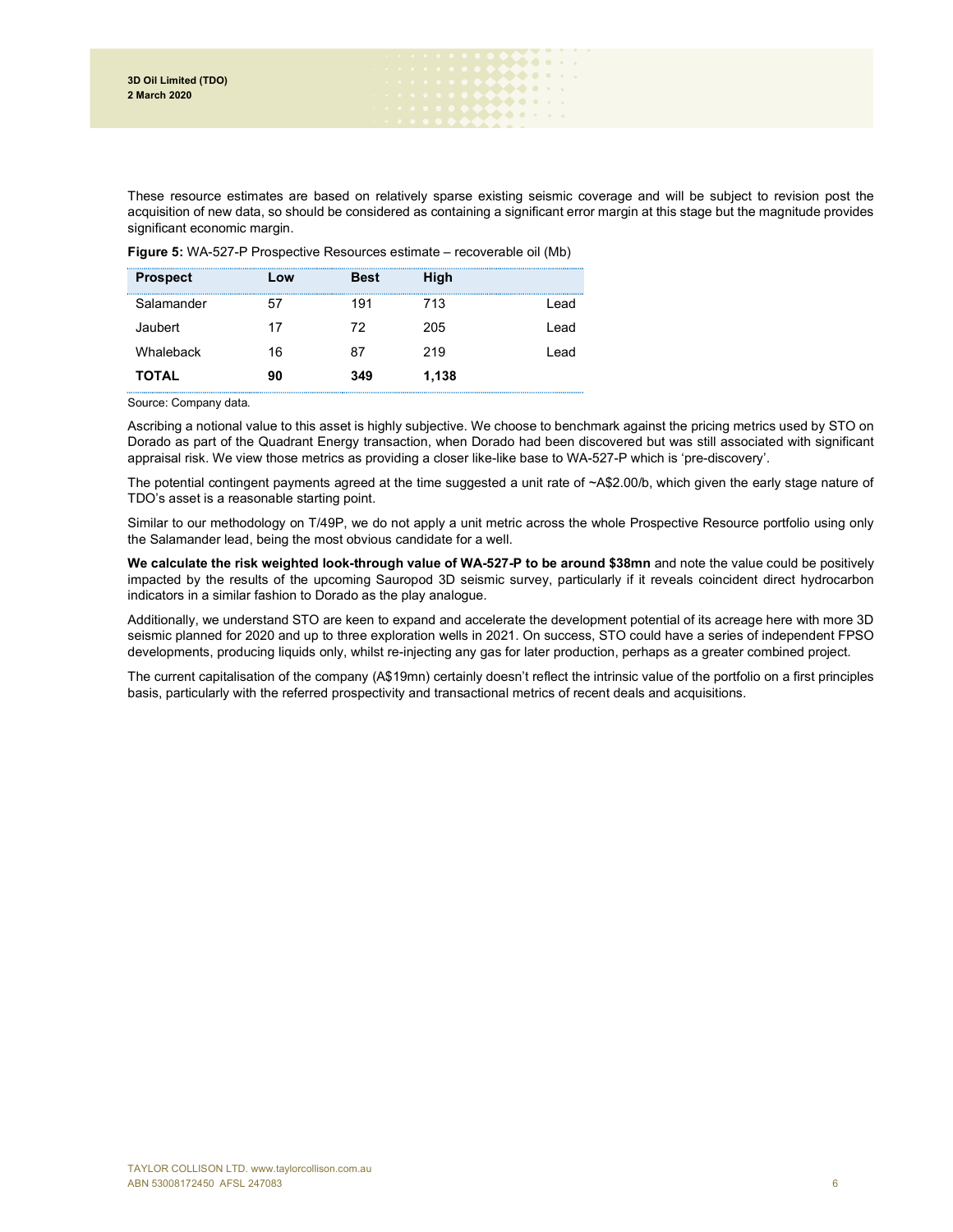These resource estimates are based on relatively sparse existing seismic coverage and will be subject to revision post the acquisition of new data, so should be considered as containing a significant error margin at this stage but the magnitude provides significant economic margin.

**Figure 5:** WA-527-P Prospective Resources estimate – recoverable oil (Mb)

| Prospect | Low | Best | High | |
|---|---|---|---|---|
| Salamander | 57 | 191 | 713 | Lead |
| Jaubert | 17 | 72 | 205 | Lead |
| Whaleback | 16 | 87 | 219 | Lead |
| **TOTAL** | **90** | **349** | **1,138** | |

Source: Company data.

Ascribing a notional value to this asset is highly subjective. We choose to benchmark against the pricing metrics used by STO on Dorado as part of the Quadrant Energy transaction, when Dorado had been discovered but was still associated with significant appraisal risk. We view those metrics as providing a closer like-like base to WA-527-P which is 'pre-discovery'.

The potential contingent payments agreed at the time suggested a unit rate of ~A$2.00/b, which given the early stage nature of TDO's asset is a reasonable starting point.

Similar to our methodology on T/49P, we do not apply a unit metric across the whole Prospective Resource portfolio using only the Salamander lead, being the most obvious candidate for a well.

**We calculate the risk weighted look-through value of WA-527-P to be around $38mn** and note the value could be positively impacted by the results of the upcoming Sauropod 3D seismic survey, particularly if it reveals coincident direct hydrocarbon indicators in a similar fashion to Dorado as the play analogue.

Additionally, we understand STO are keen to expand and accelerate the development potential of its acreage here with more 3D seismic planned for 2020 and up to three exploration wells in 2021. On success, STO could have a series of independent FPSO developments, producing liquids only, whilst re-injecting any gas for later production, perhaps as a greater combined project.

The current capitalisation of the company (A$19mn) certainly doesn't reflect the intrinsic value of the portfolio on a first principles basis, particularly with the referred prospectivity and transactional metrics of recent deals and acquisitions.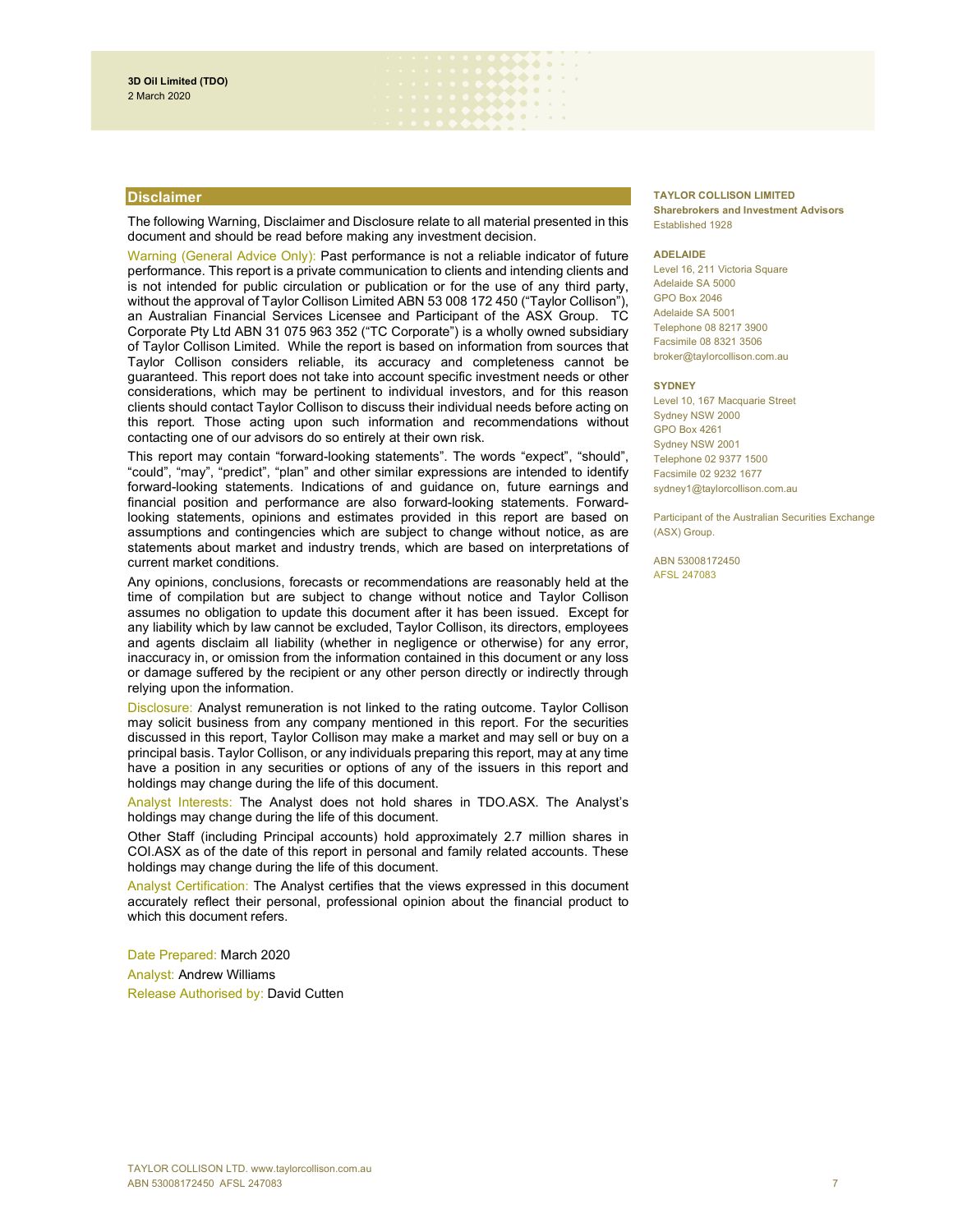## Disclaimer

The following Warning, Disclaimer and Disclosure relate to all material presented in this document and should be read before making any investment decision.

Warning (General Advice Only): Past performance is not a reliable indicator of future performance. This report is a private communication to clients and intending clients and is not intended for public circulation or publication or for the use of any third party, without the approval of Taylor Collison Limited ABN 53 008 172 450 ("Taylor Collison"), an Australian Financial Services Licensee and Participant of the ASX Group. TC Corporate Pty Ltd ABN 31 075 963 352 ("TC Corporate") is a wholly owned subsidiary of Taylor Collison Limited. While the report is based on information from sources that Taylor Collison considers reliable, its accuracy and completeness cannot be guaranteed. This report does not take into account specific investment needs or other considerations, which may be pertinent to individual investors, and for this reason clients should contact Taylor Collison to discuss their individual needs before acting on this report. Those acting upon such information and recommendations without contacting one of our advisors do so entirely at their own risk.

This report may contain "forward-looking statements". The words "expect", "should", "could", "may", "predict", "plan" and other similar expressions are intended to identify forward-looking statements. Indications of and guidance on, future earnings and financial position and performance are also forward-looking statements. Forward-looking statements, opinions and estimates provided in this report are based on assumptions and contingencies which are subject to change without notice, as are statements about market and industry trends, which are based on interpretations of current market conditions.

Any opinions, conclusions, forecasts or recommendations are reasonably held at the time of compilation but are subject to change without notice and Taylor Collison assumes no obligation to update this document after it has been issued. Except for any liability which by law cannot be excluded, Taylor Collison, its directors, employees and agents disclaim all liability (whether in negligence or otherwise) for any error, inaccuracy in, or omission from the information contained in this document or any loss or damage suffered by the recipient or any other person directly or indirectly through relying upon the information.

Disclosure: Analyst remuneration is not linked to the rating outcome. Taylor Collison may solicit business from any company mentioned in this report. For the securities discussed in this report, Taylor Collison may make a market and may sell or buy on a principal basis. Taylor Collison, or any individuals preparing this report, may at any time have a position in any securities or options of any of the issuers in this report and holdings may change during the life of this document.

Analyst Interests: The Analyst does not hold shares in TDO.ASX. The Analyst's holdings may change during the life of this document.

Other Staff (including Principal accounts) hold approximately 2.7 million shares in COI.ASX as of the date of this report in personal and family related accounts. These holdings may change during the life of this document.

Analyst Certification: The Analyst certifies that the views expressed in this document accurately reflect their personal, professional opinion about the financial product to which this document refers.

Date Prepared: March 2020

Analyst: Andrew Williams

Release Authorised by: David Cutten

**TAYLOR COLLISON LIMITED**
**Sharebrokers and Investment Advisors**
Established 1928

**ADELAIDE**
Level 16, 211 Victoria Square
Adelaide SA 5000
GPO Box 2046
Adelaide SA 5001
Telephone 08 8217 3900
Facsimile 08 8321 3506
broker@taylorcollison.com.au

**SYDNEY**
Level 10, 167 Macquarie Street
Sydney NSW 2000
GPO Box 4261
Sydney NSW 2001
Telephone 02 9377 1500
Facsimile 02 9232 1677
sydney1@taylorcollison.com.au

Participant of the Australian Securities Exchange (ASX) Group.

ABN 53008172450
AFSL 247083